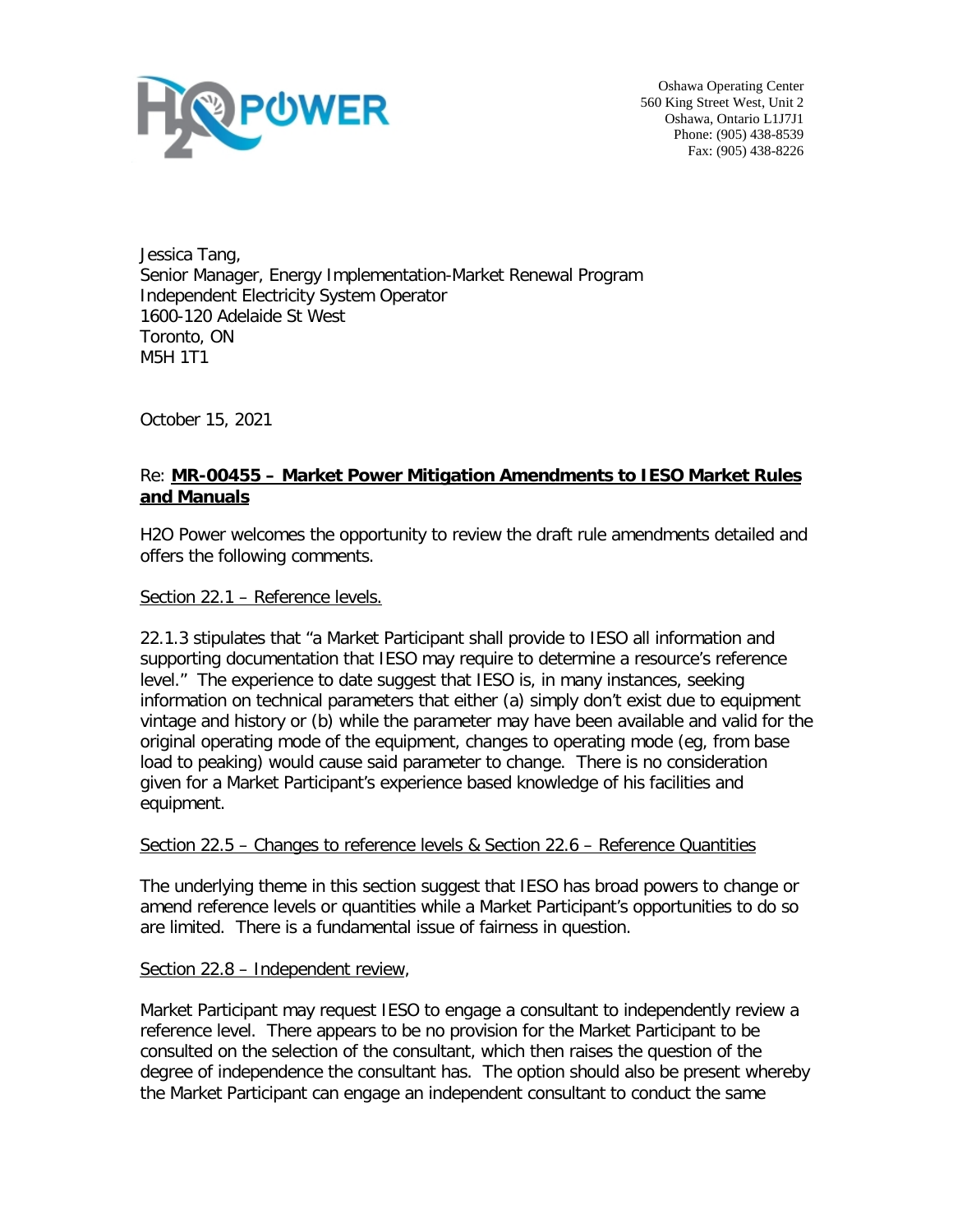Oshawa Operating Center
560 King Street West, Unit 2
Oshawa, Ontario L1J7J1
Phone: (905) 438-8539
Fax: (905) 438-8226

Jessica Tang,
Senior Manager, Energy Implementation-Market Renewal Program
Independent Electricity System Operator
1600-120 Adelaide St West
Toronto, ON
M5H 1T1

October 15, 2021

Re: **MR-00455 – Market Power Mitigation Amendments to IESO Market Rules and Manuals**

H2O Power welcomes the opportunity to review the draft rule amendments detailed and offers the following comments.

Section 22.1 – Reference levels.

22.1.3 stipulates that "a Market Participant shall provide to IESO all information and supporting documentation that IESO may require to determine a resource's reference level." The experience to date suggest that IESO is, in many instances, seeking information on technical parameters that either (a) simply don't exist due to equipment vintage and history or (b) while the parameter may have been available and valid for the original operating mode of the equipment, changes to operating mode (eg, from base load to peaking) would cause said parameter to change. There is no consideration given for a Market Participant's experience based knowledge of his facilities and equipment.

Section 22.5 – Changes to reference levels & Section 22.6 – Reference Quantities

The underlying theme in this section suggest that IESO has broad powers to change or amend reference levels or quantities while a Market Participant's opportunities to do so are limited. There is a fundamental issue of fairness in question.

Section 22.8 – Independent review,

Market Participant may request IESO to engage a consultant to independently review a reference level. There appears to be no provision for the Market Participant to be consulted on the selection of the consultant, which then raises the question of the degree of independence the consultant has. The option should also be present whereby the Market Participant can engage an independent consultant to conduct the same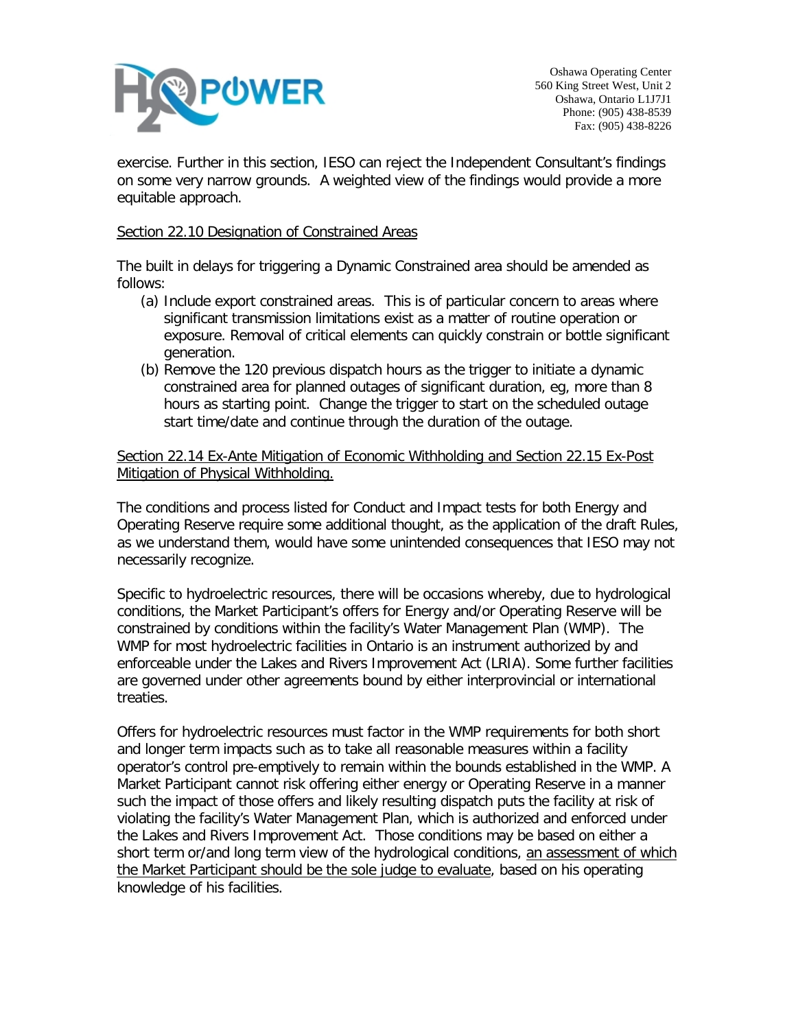exercise. Further in this section, IESO can reject the Independent Consultant's findings on some very narrow grounds. A weighted view of the findings would provide a more equitable approach.

<u>Section 22.10 Designation of Constrained Areas</u>

The built in delays for triggering a Dynamic Constrained area should be amended as follows:

(a) Include export constrained areas. This is of particular concern to areas where significant transmission limitations exist as a matter of routine operation or exposure. Removal of critical elements can quickly constrain or bottle significant generation.

(b) Remove the 120 previous dispatch hours as the trigger to initiate a dynamic constrained area for planned outages of significant duration, eg, more than 8 hours as starting point. Change the trigger to start on the scheduled outage start time/date and continue through the duration of the outage.

<u>Section 22.14 Ex-Ante Mitigation of Economic Withholding and Section 22.15 Ex-Post Mitigation of Physical Withholding.</u>

The conditions and process listed for Conduct and Impact tests for both Energy and Operating Reserve require some additional thought, as the application of the draft Rules, as we understand them, would have some unintended consequences that IESO may not necessarily recognize.

Specific to hydroelectric resources, there will be occasions whereby, due to hydrological conditions, the Market Participant's offers for Energy and/or Operating Reserve will be constrained by conditions within the facility's Water Management Plan (WMP). The WMP for most hydroelectric facilities in Ontario is an instrument authorized by and enforceable under the Lakes and Rivers Improvement Act (LRIA). Some further facilities are governed under other agreements bound by either interprovincial or international treaties.

Offers for hydroelectric resources must factor in the WMP requirements for both short and longer term impacts such as to take all reasonable measures within a facility operator's control pre-emptively to remain within the bounds established in the WMP. A Market Participant cannot risk offering either energy or Operating Reserve in a manner such the impact of those offers and likely resulting dispatch puts the facility at risk of violating the facility's Water Management Plan, which is authorized and enforced under the Lakes and Rivers Improvement Act. Those conditions may be based on either a short term or/and long term view of the hydrological conditions, <u>an assessment of which the Market Participant should be the sole judge to evaluate</u>, based on his operating knowledge of his facilities.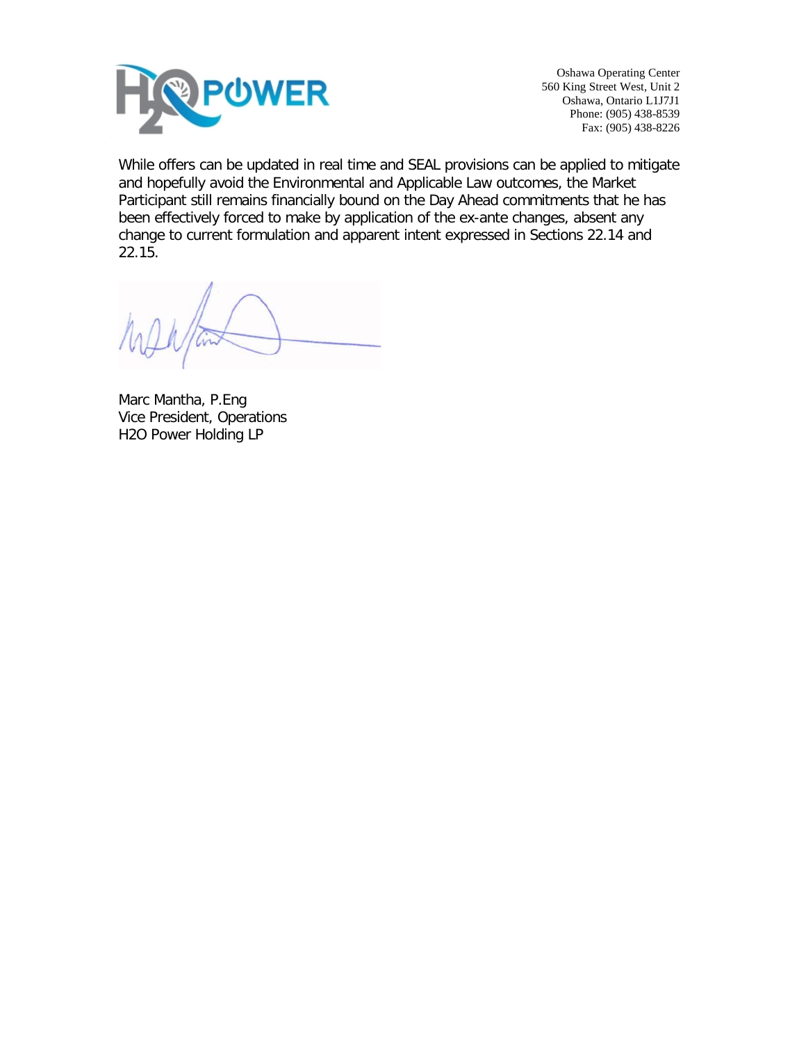Oshawa Operating Center
560 King Street West, Unit 2
Oshawa, Ontario L1J7J1
Phone: (905) 438-8539
Fax: (905) 438-8226

While offers can be updated in real time and SEAL provisions can be applied to mitigate and hopefully avoid the Environmental and Applicable Law outcomes, the Market Participant still remains financially bound on the Day Ahead commitments that he has been effectively forced to make by application of the ex-ante changes, absent any change to current formulation and apparent intent expressed in Sections 22.14 and 22.15.

Marc Mantha, P.Eng
Vice President, Operations
H2O Power Holding LP